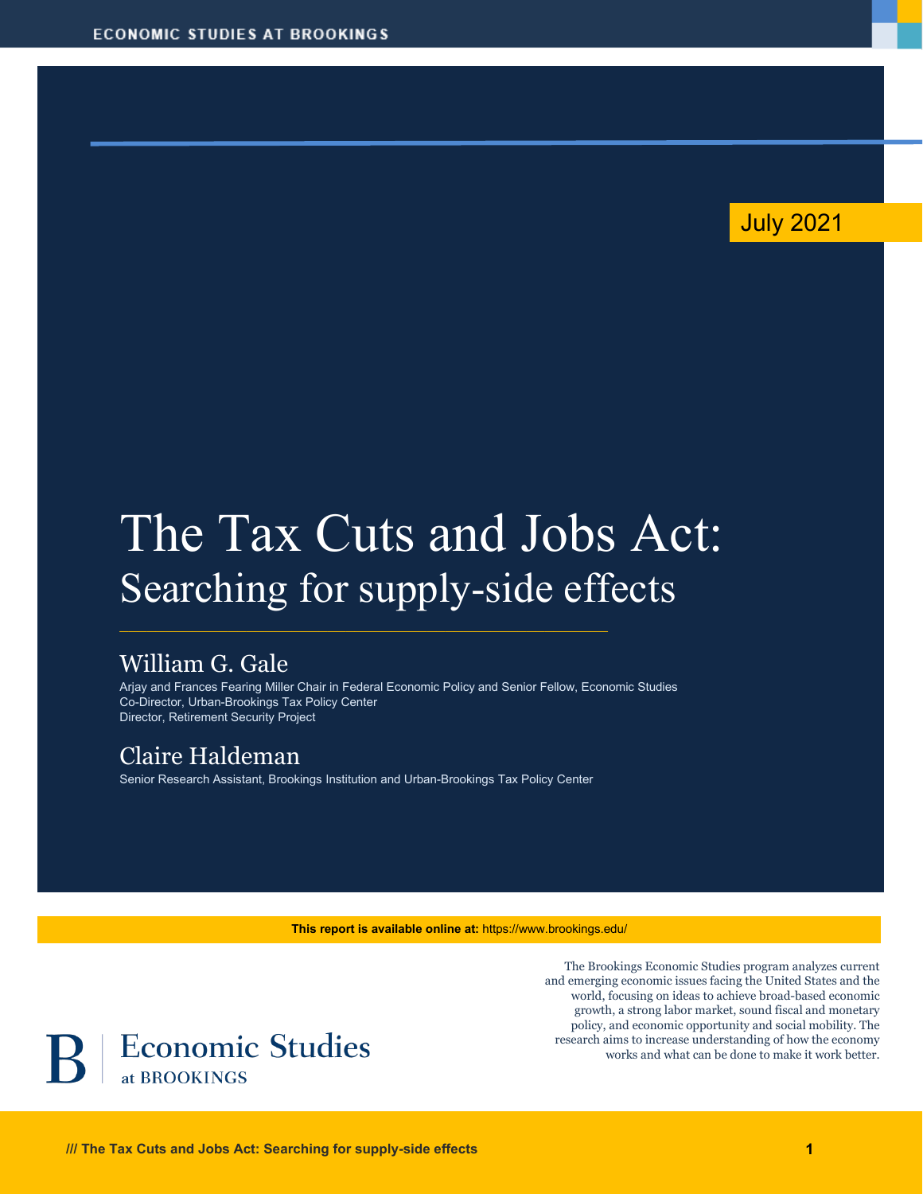ECONOMIC STUDIES AT BROOKINGS

July 2021

# The Tax Cuts and Jobs Act:
## Searching for supply-side effects

### William G. Gale

Arjay and Frances Fearing Miller Chair in Federal Economic Policy and Senior Fellow, Economic Studies
Co-Director, Urban-Brookings Tax Policy Center
Director, Retirement Security Project

### Claire Haldeman

Senior Research Assistant, Brookings Institution and Urban-Brookings Tax Policy Center

**This report is available online at:** https://www.brookings.edu/

The Brookings Economic Studies program analyzes current and emerging economic issues facing the United States and the world, focusing on ideas to achieve broad-based economic growth, a strong labor market, sound fiscal and monetary policy, and economic opportunity and social mobility. The research aims to increase understanding of how the economy works and what can be done to make it work better.

Economic Studies at BROOKINGS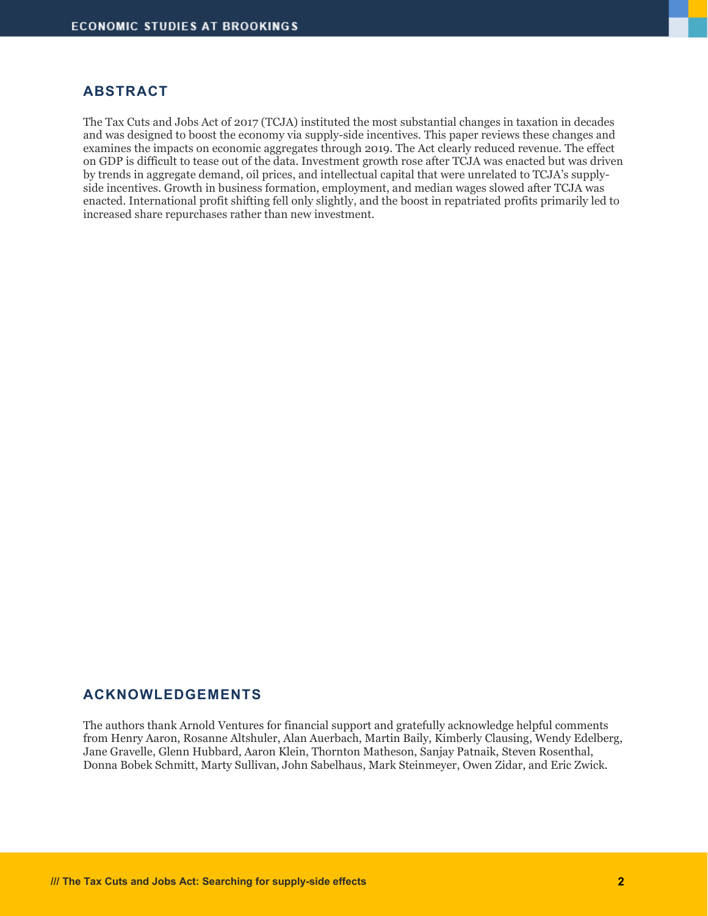## ABSTRACT

The Tax Cuts and Jobs Act of 2017 (TCJA) instituted the most substantial changes in taxation in decades and was designed to boost the economy via supply-side incentives. This paper reviews these changes and examines the impacts on economic aggregates through 2019. The Act clearly reduced revenue. The effect on GDP is difficult to tease out of the data. Investment growth rose after TCJA was enacted but was driven by trends in aggregate demand, oil prices, and intellectual capital that were unrelated to TCJA's supply-side incentives. Growth in business formation, employment, and median wages slowed after TCJA was enacted. International profit shifting fell only slightly, and the boost in repatriated profits primarily led to increased share repurchases rather than new investment.

## ACKNOWLEDGEMENTS

The authors thank Arnold Ventures for financial support and gratefully acknowledge helpful comments from Henry Aaron, Rosanne Altshuler, Alan Auerbach, Martin Baily, Kimberly Clausing, Wendy Edelberg, Jane Gravelle, Glenn Hubbard, Aaron Klein, Thornton Matheson, Sanjay Patnaik, Steven Rosenthal, Donna Bobek Schmitt, Marty Sullivan, John Sabelhaus, Mark Steinmeyer, Owen Zidar, and Eric Zwick.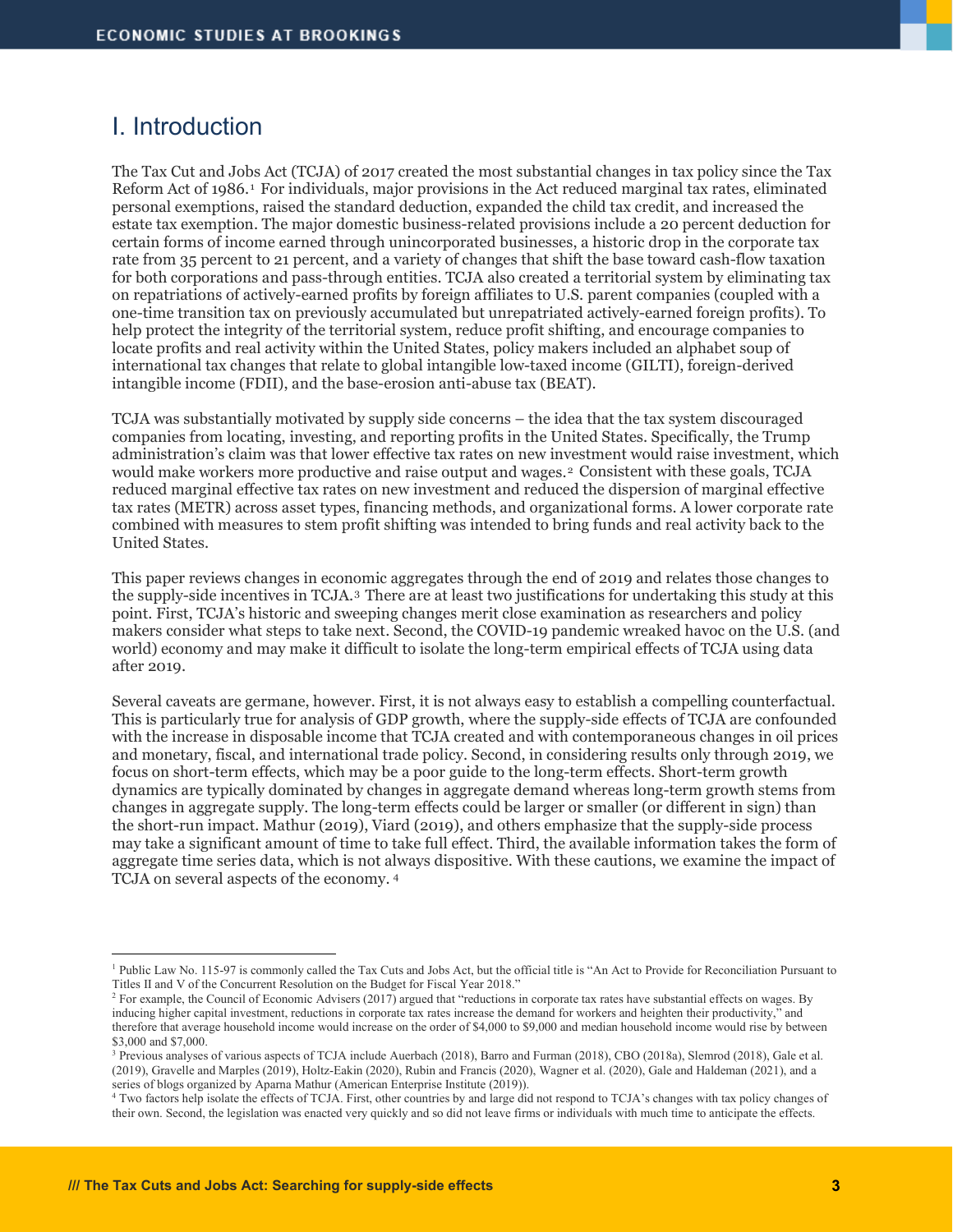# I. Introduction

The Tax Cut and Jobs Act (TCJA) of 2017 created the most substantial changes in tax policy since the Tax Reform Act of 1986.[1] For individuals, major provisions in the Act reduced marginal tax rates, eliminated personal exemptions, raised the standard deduction, expanded the child tax credit, and increased the estate tax exemption. The major domestic business-related provisions include a 20 percent deduction for certain forms of income earned through unincorporated businesses, a historic drop in the corporate tax rate from 35 percent to 21 percent, and a variety of changes that shift the base toward cash-flow taxation for both corporations and pass-through entities. TCJA also created a territorial system by eliminating tax on repatriations of actively-earned profits by foreign affiliates to U.S. parent companies (coupled with a one-time transition tax on previously accumulated but unrepatriated actively-earned foreign profits). To help protect the integrity of the territorial system, reduce profit shifting, and encourage companies to locate profits and real activity within the United States, policy makers included an alphabet soup of international tax changes that relate to global intangible low-taxed income (GILTI), foreign-derived intangible income (FDII), and the base-erosion anti-abuse tax (BEAT).

TCJA was substantially motivated by supply side concerns – the idea that the tax system discouraged companies from locating, investing, and reporting profits in the United States. Specifically, the Trump administration's claim was that lower effective tax rates on new investment would raise investment, which would make workers more productive and raise output and wages.[2] Consistent with these goals, TCJA reduced marginal effective tax rates on new investment and reduced the dispersion of marginal effective tax rates (METR) across asset types, financing methods, and organizational forms. A lower corporate rate combined with measures to stem profit shifting was intended to bring funds and real activity back to the United States.

This paper reviews changes in economic aggregates through the end of 2019 and relates those changes to the supply-side incentives in TCJA.[3] There are at least two justifications for undertaking this study at this point. First, TCJA's historic and sweeping changes merit close examination as researchers and policy makers consider what steps to take next. Second, the COVID-19 pandemic wreaked havoc on the U.S. (and world) economy and may make it difficult to isolate the long-term empirical effects of TCJA using data after 2019.

Several caveats are germane, however. First, it is not always easy to establish a compelling counterfactual. This is particularly true for analysis of GDP growth, where the supply-side effects of TCJA are confounded with the increase in disposable income that TCJA created and with contemporaneous changes in oil prices and monetary, fiscal, and international trade policy. Second, in considering results only through 2019, we focus on short-term effects, which may be a poor guide to the long-term effects. Short-term growth dynamics are typically dominated by changes in aggregate demand whereas long-term growth stems from changes in aggregate supply. The long-term effects could be larger or smaller (or different in sign) than the short-run impact. Mathur (2019), Viard (2019), and others emphasize that the supply-side process may take a significant amount of time to take full effect. Third, the available information takes the form of aggregate time series data, which is not always dispositive. With these cautions, we examine the impact of TCJA on several aspects of the economy.[4]

---

[1] Public Law No. 115-97 is commonly called the Tax Cuts and Jobs Act, but the official title is "An Act to Provide for Reconciliation Pursuant to Titles II and V of the Concurrent Resolution on the Budget for Fiscal Year 2018."

[2] For example, the Council of Economic Advisers (2017) argued that "reductions in corporate tax rates have substantial effects on wages. By inducing higher capital investment, reductions in corporate tax rates increase the demand for workers and heighten their productivity," and therefore that average household income would increase on the order of $4,000 to $9,000 and median household income would rise by between $3,000 and $7,000.

[3] Previous analyses of various aspects of TCJA include Auerbach (2018), Barro and Furman (2018), CBO (2018a), Slemrod (2018), Gale et al. (2019), Gravelle and Marples (2019), Holtz-Eakin (2020), Rubin and Francis (2020), Wagner et al. (2020), Gale and Haldeman (2021), and a series of blogs organized by Aparna Mathur (American Enterprise Institute (2019)).

[4] Two factors help isolate the effects of TCJA. First, other countries by and large did not respond to TCJA's changes with tax policy changes of their own. Second, the legislation was enacted very quickly and so did not leave firms or individuals with much time to anticipate the effects.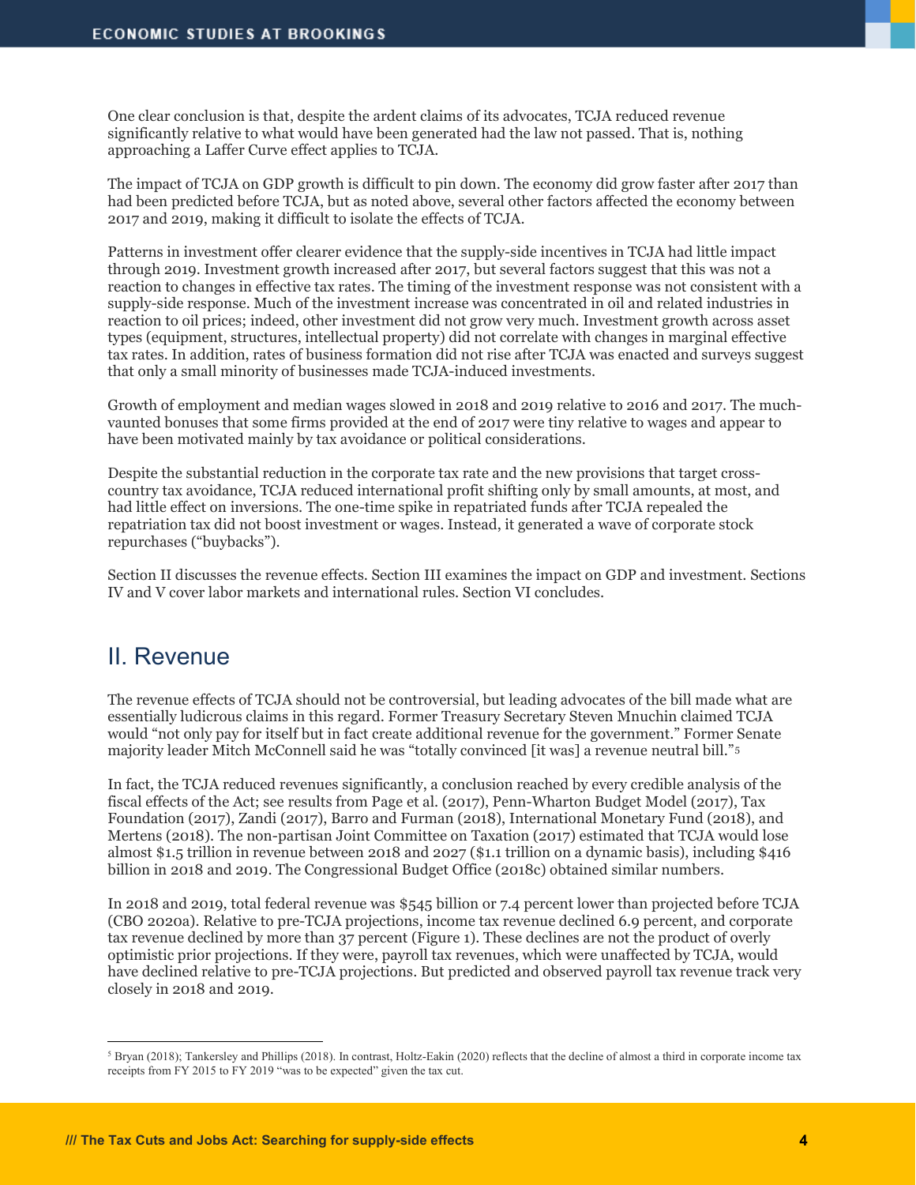One clear conclusion is that, despite the ardent claims of its advocates, TCJA reduced revenue significantly relative to what would have been generated had the law not passed. That is, nothing approaching a Laffer Curve effect applies to TCJA.

The impact of TCJA on GDP growth is difficult to pin down. The economy did grow faster after 2017 than had been predicted before TCJA, but as noted above, several other factors affected the economy between 2017 and 2019, making it difficult to isolate the effects of TCJA.

Patterns in investment offer clearer evidence that the supply-side incentives in TCJA had little impact through 2019. Investment growth increased after 2017, but several factors suggest that this was not a reaction to changes in effective tax rates. The timing of the investment response was not consistent with a supply-side response. Much of the investment increase was concentrated in oil and related industries in reaction to oil prices; indeed, other investment did not grow very much. Investment growth across asset types (equipment, structures, intellectual property) did not correlate with changes in marginal effective tax rates. In addition, rates of business formation did not rise after TCJA was enacted and surveys suggest that only a small minority of businesses made TCJA-induced investments.

Growth of employment and median wages slowed in 2018 and 2019 relative to 2016 and 2017. The much-vaunted bonuses that some firms provided at the end of 2017 were tiny relative to wages and appear to have been motivated mainly by tax avoidance or political considerations.

Despite the substantial reduction in the corporate tax rate and the new provisions that target cross-country tax avoidance, TCJA reduced international profit shifting only by small amounts, at most, and had little effect on inversions. The one-time spike in repatriated funds after TCJA repealed the repatriation tax did not boost investment or wages. Instead, it generated a wave of corporate stock repurchases ("buybacks").

Section II discusses the revenue effects. Section III examines the impact on GDP and investment. Sections IV and V cover labor markets and international rules. Section VI concludes.

## II. Revenue

The revenue effects of TCJA should not be controversial, but leading advocates of the bill made what are essentially ludicrous claims in this regard. Former Treasury Secretary Steven Mnuchin claimed TCJA would "not only pay for itself but in fact create additional revenue for the government." Former Senate majority leader Mitch McConnell said he was "totally convinced [it was] a revenue neutral bill."[5]

In fact, the TCJA reduced revenues significantly, a conclusion reached by every credible analysis of the fiscal effects of the Act; see results from Page et al. (2017), Penn-Wharton Budget Model (2017), Tax Foundation (2017), Zandi (2017), Barro and Furman (2018), International Monetary Fund (2018), and Mertens (2018). The non-partisan Joint Committee on Taxation (2017) estimated that TCJA would lose almost $1.5 trillion in revenue between 2018 and 2027 ($1.1 trillion on a dynamic basis), including $416 billion in 2018 and 2019. The Congressional Budget Office (2018c) obtained similar numbers.

In 2018 and 2019, total federal revenue was $545 billion or 7.4 percent lower than projected before TCJA (CBO 2020a). Relative to pre-TCJA projections, income tax revenue declined 6.9 percent, and corporate tax revenue declined by more than 37 percent (Figure 1). These declines are not the product of overly optimistic prior projections. If they were, payroll tax revenues, which were unaffected by TCJA, would have declined relative to pre-TCJA projections. But predicted and observed payroll tax revenue track very closely in 2018 and 2019.

---

[5] Bryan (2018); Tankersley and Phillips (2018). In contrast, Holtz-Eakin (2020) reflects that the decline of almost a third in corporate income tax receipts from FY 2015 to FY 2019 "was to be expected" given the tax cut.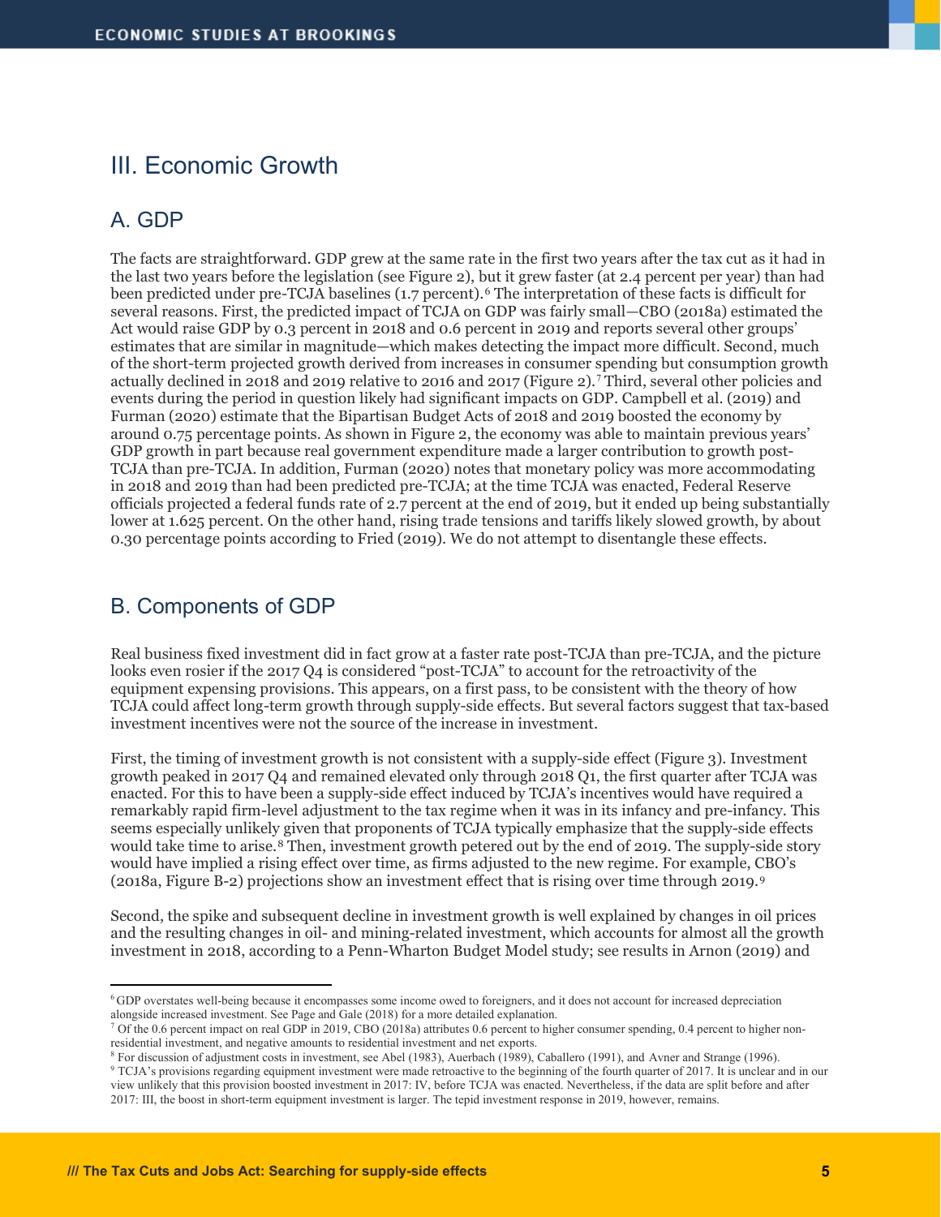## III. Economic Growth

### A. GDP

The facts are straightforward. GDP grew at the same rate in the first two years after the tax cut as it had in the last two years before the legislation (see Figure 2), but it grew faster (at 2.4 percent per year) than had been predicted under pre-TCJA baselines (1.7 percent).[6] The interpretation of these facts is difficult for several reasons. First, the predicted impact of TCJA on GDP was fairly small—CBO (2018a) estimated the Act would raise GDP by 0.3 percent in 2018 and 0.6 percent in 2019 and reports several other groups' estimates that are similar in magnitude—which makes detecting the impact more difficult. Second, much of the short-term projected growth derived from increases in consumer spending but consumption growth actually declined in 2018 and 2019 relative to 2016 and 2017 (Figure 2).[7] Third, several other policies and events during the period in question likely had significant impacts on GDP. Campbell et al. (2019) and Furman (2020) estimate that the Bipartisan Budget Acts of 2018 and 2019 boosted the economy by around 0.75 percentage points. As shown in Figure 2, the economy was able to maintain previous years' GDP growth in part because real government expenditure made a larger contribution to growth post-TCJA than pre-TCJA. In addition, Furman (2020) notes that monetary policy was more accommodating in 2018 and 2019 than had been predicted pre-TCJA; at the time TCJA was enacted, Federal Reserve officials projected a federal funds rate of 2.7 percent at the end of 2019, but it ended up being substantially lower at 1.625 percent. On the other hand, rising trade tensions and tariffs likely slowed growth, by about 0.30 percentage points according to Fried (2019). We do not attempt to disentangle these effects.

### B. Components of GDP

Real business fixed investment did in fact grow at a faster rate post-TCJA than pre-TCJA, and the picture looks even rosier if the 2017 Q4 is considered "post-TCJA" to account for the retroactivity of the equipment expensing provisions. This appears, on a first pass, to be consistent with the theory of how TCJA could affect long-term growth through supply-side effects. But several factors suggest that tax-based investment incentives were not the source of the increase in investment.

First, the timing of investment growth is not consistent with a supply-side effect (Figure 3). Investment growth peaked in 2017 Q4 and remained elevated only through 2018 Q1, the first quarter after TCJA was enacted. For this to have been a supply-side effect induced by TCJA's incentives would have required a remarkably rapid firm-level adjustment to the tax regime when it was in its infancy and pre-infancy. This seems especially unlikely given that proponents of TCJA typically emphasize that the supply-side effects would take time to arise.[8] Then, investment growth petered out by the end of 2019. The supply-side story would have implied a rising effect over time, as firms adjusted to the new regime. For example, CBO's (2018a, Figure B-2) projections show an investment effect that is rising over time through 2019.[9]

Second, the spike and subsequent decline in investment growth is well explained by changes in oil prices and the resulting changes in oil- and mining-related investment, which accounts for almost all the growth investment in 2018, according to a Penn-Wharton Budget Model study; see results in Arnon (2019) and

---

[6] GDP overstates well-being because it encompasses some income owed to foreigners, and it does not account for increased depreciation alongside increased investment. See Page and Gale (2018) for a more detailed explanation.

[7] Of the 0.6 percent impact on real GDP in 2019, CBO (2018a) attributes 0.6 percent to higher consumer spending, 0.4 percent to higher non-residential investment, and negative amounts to residential investment and net exports.

[8] For discussion of adjustment costs in investment, see Abel (1983), Auerbach (1989), Caballero (1991), and Avner and Strange (1996).

[9] TCJA's provisions regarding equipment investment were made retroactive to the beginning of the fourth quarter of 2017. It is unclear and in our view unlikely that this provision boosted investment in 2017: IV, before TCJA was enacted. Nevertheless, if the data are split before and after 2017: III, the boost in short-term equipment investment is larger. The tepid investment response in 2019, however, remains.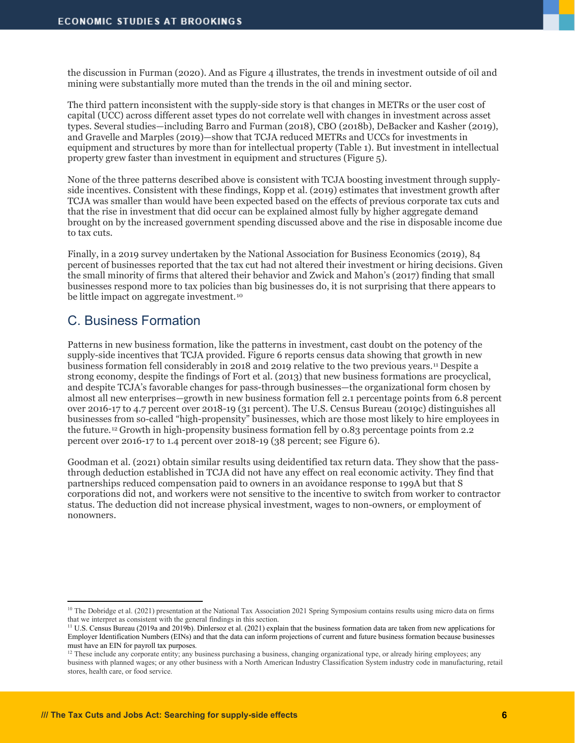the discussion in Furman (2020). And as Figure 4 illustrates, the trends in investment outside of oil and mining were substantially more muted than the trends in the oil and mining sector.

The third pattern inconsistent with the supply-side story is that changes in METRs or the user cost of capital (UCC) across different asset types do not correlate well with changes in investment across asset types. Several studies—including Barro and Furman (2018), CBO (2018b), DeBacker and Kasher (2019), and Gravelle and Marples (2019)—show that TCJA reduced METRs and UCCs for investments in equipment and structures by more than for intellectual property (Table 1). But investment in intellectual property grew faster than investment in equipment and structures (Figure 5).

None of the three patterns described above is consistent with TCJA boosting investment through supply-side incentives. Consistent with these findings, Kopp et al. (2019) estimates that investment growth after TCJA was smaller than would have been expected based on the effects of previous corporate tax cuts and that the rise in investment that did occur can be explained almost fully by higher aggregate demand brought on by the increased government spending discussed above and the rise in disposable income due to tax cuts.

Finally, in a 2019 survey undertaken by the National Association for Business Economics (2019), 84 percent of businesses reported that the tax cut had not altered their investment or hiring decisions. Given the small minority of firms that altered their behavior and Zwick and Mahon's (2017) finding that small businesses respond more to tax policies than big businesses do, it is not surprising that there appears to be little impact on aggregate investment.[10]

## C. Business Formation

Patterns in new business formation, like the patterns in investment, cast doubt on the potency of the supply-side incentives that TCJA provided. Figure 6 reports census data showing that growth in new business formation fell considerably in 2018 and 2019 relative to the two previous years.[11] Despite a strong economy, despite the findings of Fort et al. (2013) that new business formations are procyclical, and despite TCJA's favorable changes for pass-through businesses—the organizational form chosen by almost all new enterprises—growth in new business formation fell 2.1 percentage points from 6.8 percent over 2016-17 to 4.7 percent over 2018-19 (31 percent). The U.S. Census Bureau (2019c) distinguishes all businesses from so-called "high-propensity" businesses, which are those most likely to hire employees in the future.[12] Growth in high-propensity business formation fell by 0.83 percentage points from 2.2 percent over 2016-17 to 1.4 percent over 2018-19 (38 percent; see Figure 6).

Goodman et al. (2021) obtain similar results using deidentified tax return data. They show that the pass-through deduction established in TCJA did not have any effect on real economic activity. They find that partnerships reduced compensation paid to owners in an avoidance response to 199A but that S corporations did not, and workers were not sensitive to the incentive to switch from worker to contractor status. The deduction did not increase physical investment, wages to non-owners, or employment of nonowners.

---

[10] The Dobridge et al. (2021) presentation at the National Tax Association 2021 Spring Symposium contains results using micro data on firms that we interpret as consistent with the general findings in this section.

[11] U.S. Census Bureau (2019a and 2019b). Dinlersoz et al. (2021) explain that the business formation data are taken from new applications for Employer Identification Numbers (EINs) and that the data can inform projections of current and future business formation because businesses must have an EIN for payroll tax purposes.

[12] These include any corporate entity; any business purchasing a business, changing organizational type, or already hiring employees; any business with planned wages; or any other business with a North American Industry Classification System industry code in manufacturing, retail stores, health care, or food service.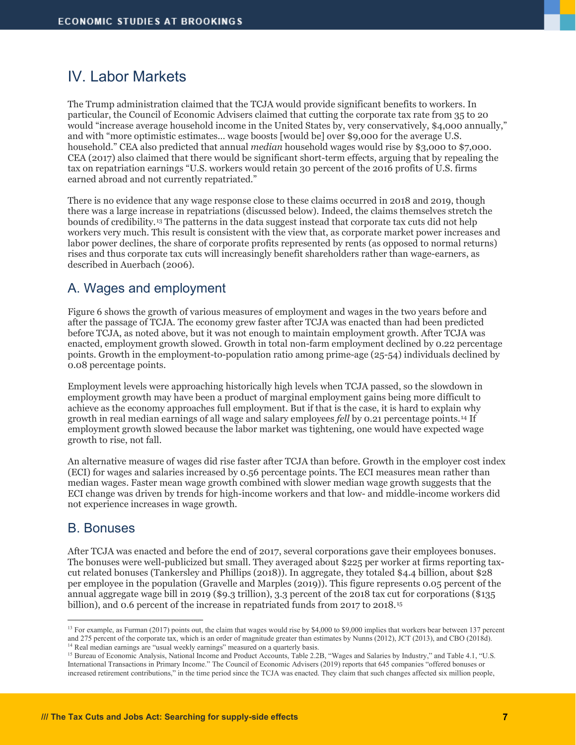## IV. Labor Markets

The Trump administration claimed that the TCJA would provide significant benefits to workers. In particular, the Council of Economic Advisers claimed that cutting the corporate tax rate from 35 to 20 would "increase average household income in the United States by, very conservatively, $4,000 annually," and with "more optimistic estimates… wage boosts [would be] over $9,000 for the average U.S. household." CEA also predicted that annual *median* household wages would rise by $3,000 to $7,000. CEA (2017) also claimed that there would be significant short-term effects, arguing that by repealing the tax on repatriation earnings "U.S. workers would retain 30 percent of the 2016 profits of U.S. firms earned abroad and not currently repatriated."

There is no evidence that any wage response close to these claims occurred in 2018 and 2019, though there was a large increase in repatriations (discussed below). Indeed, the claims themselves stretch the bounds of credibility.[13] The patterns in the data suggest instead that corporate tax cuts did not help workers very much. This result is consistent with the view that, as corporate market power increases and labor power declines, the share of corporate profits represented by rents (as opposed to normal returns) rises and thus corporate tax cuts will increasingly benefit shareholders rather than wage-earners, as described in Auerbach (2006).

### A. Wages and employment

Figure 6 shows the growth of various measures of employment and wages in the two years before and after the passage of TCJA. The economy grew faster after TCJA was enacted than had been predicted before TCJA, as noted above, but it was not enough to maintain employment growth. After TCJA was enacted, employment growth slowed. Growth in total non-farm employment declined by 0.22 percentage points. Growth in the employment-to-population ratio among prime-age (25-54) individuals declined by 0.08 percentage points.

Employment levels were approaching historically high levels when TCJA passed, so the slowdown in employment growth may have been a product of marginal employment gains being more difficult to achieve as the economy approaches full employment. But if that is the case, it is hard to explain why growth in real median earnings of all wage and salary employees *fell* by 0.21 percentage points.[14] If employment growth slowed because the labor market was tightening, one would have expected wage growth to rise, not fall.

An alternative measure of wages did rise faster after TCJA than before. Growth in the employer cost index (ECI) for wages and salaries increased by 0.56 percentage points. The ECI measures mean rather than median wages. Faster mean wage growth combined with slower median wage growth suggests that the ECI change was driven by trends for high-income workers and that low- and middle-income workers did not experience increases in wage growth.

### B. Bonuses

After TCJA was enacted and before the end of 2017, several corporations gave their employees bonuses. The bonuses were well-publicized but small. They averaged about $225 per worker at firms reporting tax-cut related bonuses (Tankersley and Phillips (2018)). In aggregate, they totaled $4.4 billion, about $28 per employee in the population (Gravelle and Marples (2019)). This figure represents 0.05 percent of the annual aggregate wage bill in 2019 ($9.3 trillion), 3.3 percent of the 2018 tax cut for corporations ($135 billion), and 0.6 percent of the increase in repatriated funds from 2017 to 2018.[15]

---

[13] For example, as Furman (2017) points out, the claim that wages would rise by $4,000 to $9,000 implies that workers bear between 137 percent and 275 percent of the corporate tax, which is an order of magnitude greater than estimates by Nunns (2012), JCT (2013), and CBO (2018d).

[14] Real median earnings are "usual weekly earnings" measured on a quarterly basis.

[15] Bureau of Economic Analysis, National Income and Product Accounts, Table 2.2B, "Wages and Salaries by Industry," and Table 4.1, "U.S. International Transactions in Primary Income." The Council of Economic Advisers (2019) reports that 645 companies "offered bonuses or increased retirement contributions," in the time period since the TCJA was enacted. They claim that such changes affected six million people,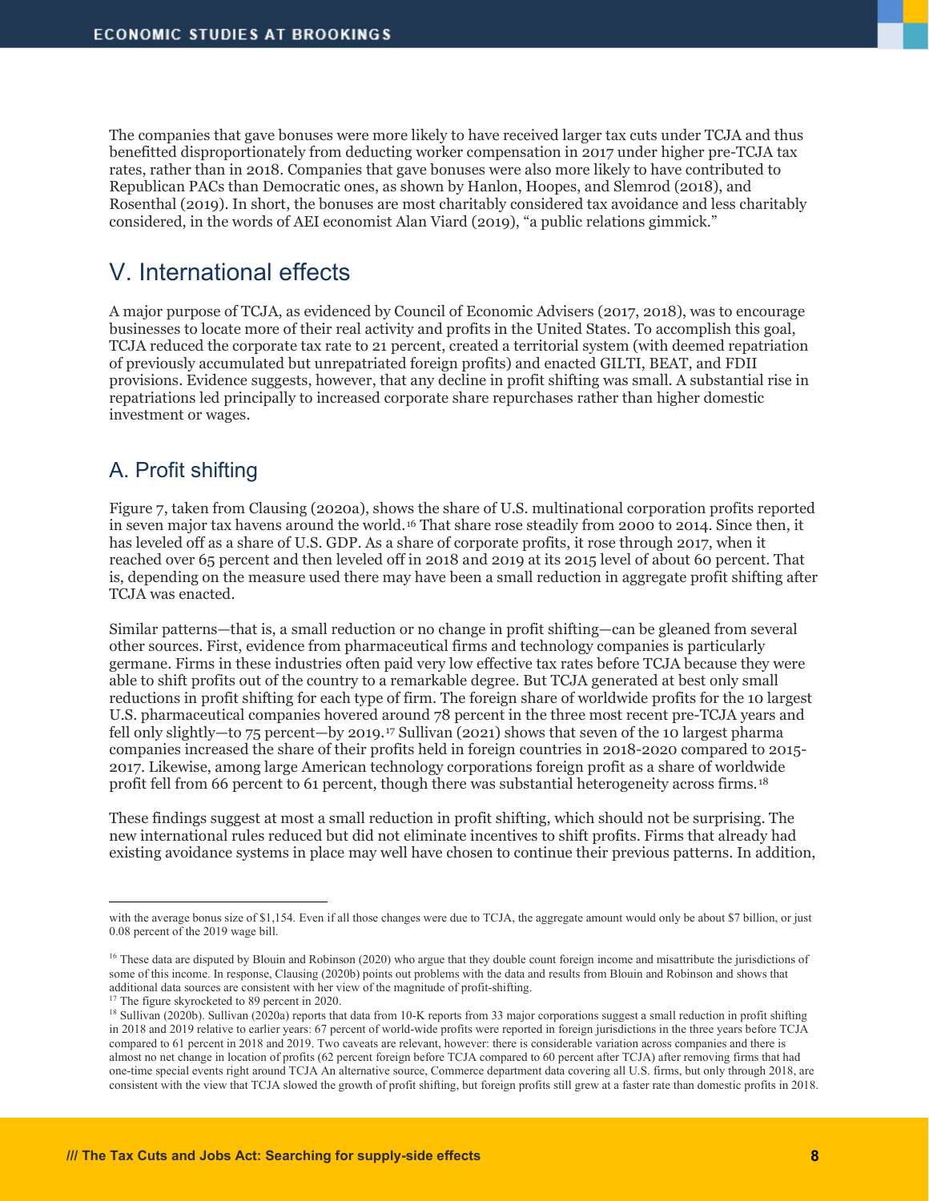The companies that gave bonuses were more likely to have received larger tax cuts under TCJA and thus benefitted disproportionately from deducting worker compensation in 2017 under higher pre-TCJA tax rates, rather than in 2018. Companies that gave bonuses were also more likely to have contributed to Republican PACs than Democratic ones, as shown by Hanlon, Hoopes, and Slemrod (2018), and Rosenthal (2019). In short, the bonuses are most charitably considered tax avoidance and less charitably considered, in the words of AEI economist Alan Viard (2019), "a public relations gimmick."

## V. International effects

A major purpose of TCJA, as evidenced by Council of Economic Advisers (2017, 2018), was to encourage businesses to locate more of their real activity and profits in the United States. To accomplish this goal, TCJA reduced the corporate tax rate to 21 percent, created a territorial system (with deemed repatriation of previously accumulated but unrepatriated foreign profits) and enacted GILTI, BEAT, and FDII provisions. Evidence suggests, however, that any decline in profit shifting was small. A substantial rise in repatriations led principally to increased corporate share repurchases rather than higher domestic investment or wages.

### A. Profit shifting

Figure 7, taken from Clausing (2020a), shows the share of U.S. multinational corporation profits reported in seven major tax havens around the world.[16] That share rose steadily from 2000 to 2014. Since then, it has leveled off as a share of U.S. GDP. As a share of corporate profits, it rose through 2017, when it reached over 65 percent and then leveled off in 2018 and 2019 at its 2015 level of about 60 percent. That is, depending on the measure used there may have been a small reduction in aggregate profit shifting after TCJA was enacted.

Similar patterns—that is, a small reduction or no change in profit shifting—can be gleaned from several other sources. First, evidence from pharmaceutical firms and technology companies is particularly germane. Firms in these industries often paid very low effective tax rates before TCJA because they were able to shift profits out of the country to a remarkable degree. But TCJA generated at best only small reductions in profit shifting for each type of firm. The foreign share of worldwide profits for the 10 largest U.S. pharmaceutical companies hovered around 78 percent in the three most recent pre-TCJA years and fell only slightly—to 75 percent—by 2019.[17] Sullivan (2021) shows that seven of the 10 largest pharma companies increased the share of their profits held in foreign countries in 2018-2020 compared to 2015-2017. Likewise, among large American technology corporations foreign profit as a share of worldwide profit fell from 66 percent to 61 percent, though there was substantial heterogeneity across firms.[18]

These findings suggest at most a small reduction in profit shifting, which should not be surprising. The new international rules reduced but did not eliminate incentives to shift profits. Firms that already had existing avoidance systems in place may well have chosen to continue their previous patterns. In addition,

---

with the average bonus size of $1,154. Even if all those changes were due to TCJA, the aggregate amount would only be about $7 billion, or just 0.08 percent of the 2019 wage bill.

[16] These data are disputed by Blouin and Robinson (2020) who argue that they double count foreign income and misattribute the jurisdictions of some of this income. In response, Clausing (2020b) points out problems with the data and results from Blouin and Robinson and shows that additional data sources are consistent with her view of the magnitude of profit-shifting.

[17] The figure skyrocketed to 89 percent in 2020.

[18] Sullivan (2020b). Sullivan (2020a) reports that data from 10-K reports from 33 major corporations suggest a small reduction in profit shifting in 2018 and 2019 relative to earlier years: 67 percent of world-wide profits were reported in foreign jurisdictions in the three years before TCJA compared to 61 percent in 2018 and 2019. Two caveats are relevant, however: there is considerable variation across companies and there is almost no net change in location of profits (62 percent foreign before TCJA compared to 60 percent after TCJA) after removing firms that had one-time special events right around TCJA An alternative source, Commerce department data covering all U.S. firms, but only through 2018, are consistent with the view that TCJA slowed the growth of profit shifting, but foreign profits still grew at a faster rate than domestic profits in 2018.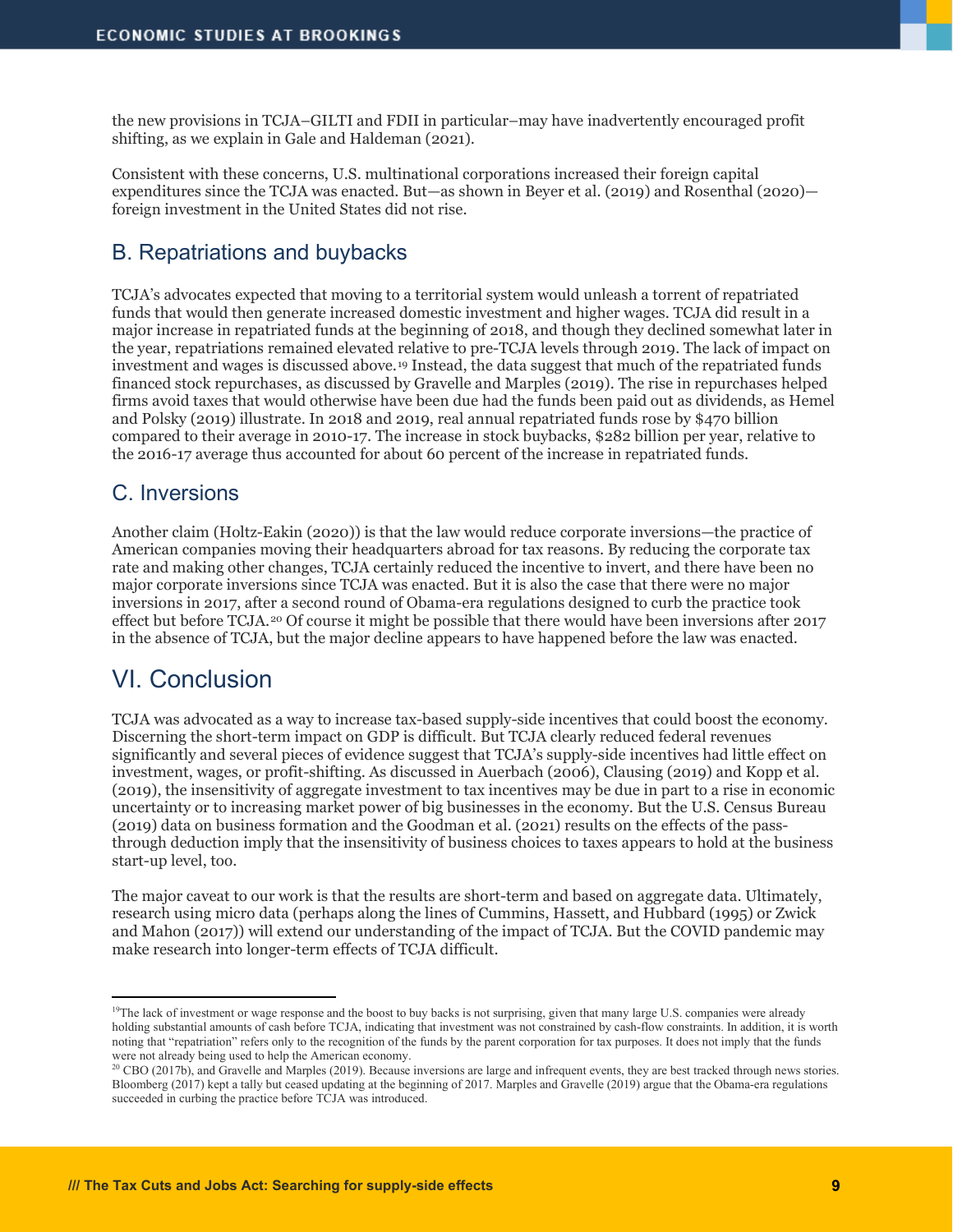the new provisions in TCJA–GILTI and FDII in particular–may have inadvertently encouraged profit shifting, as we explain in Gale and Haldeman (2021).

Consistent with these concerns, U.S. multinational corporations increased their foreign capital expenditures since the TCJA was enacted. But—as shown in Beyer et al. (2019) and Rosenthal (2020)—foreign investment in the United States did not rise.

## B. Repatriations and buybacks

TCJA's advocates expected that moving to a territorial system would unleash a torrent of repatriated funds that would then generate increased domestic investment and higher wages. TCJA did result in a major increase in repatriated funds at the beginning of 2018, and though they declined somewhat later in the year, repatriations remained elevated relative to pre-TCJA levels through 2019. The lack of impact on investment and wages is discussed above.[19] Instead, the data suggest that much of the repatriated funds financed stock repurchases, as discussed by Gravelle and Marples (2019). The rise in repurchases helped firms avoid taxes that would otherwise have been due had the funds been paid out as dividends, as Hemel and Polsky (2019) illustrate. In 2018 and 2019, real annual repatriated funds rose by $470 billion compared to their average in 2010-17. The increase in stock buybacks, $282 billion per year, relative to the 2016-17 average thus accounted for about 60 percent of the increase in repatriated funds.

## C. Inversions

Another claim (Holtz-Eakin (2020)) is that the law would reduce corporate inversions—the practice of American companies moving their headquarters abroad for tax reasons. By reducing the corporate tax rate and making other changes, TCJA certainly reduced the incentive to invert, and there have been no major corporate inversions since TCJA was enacted. But it is also the case that there were no major inversions in 2017, after a second round of Obama-era regulations designed to curb the practice took effect but before TCJA.[20] Of course it might be possible that there would have been inversions after 2017 in the absence of TCJA, but the major decline appears to have happened before the law was enacted.

# VI. Conclusion

TCJA was advocated as a way to increase tax-based supply-side incentives that could boost the economy. Discerning the short-term impact on GDP is difficult. But TCJA clearly reduced federal revenues significantly and several pieces of evidence suggest that TCJA's supply-side incentives had little effect on investment, wages, or profit-shifting. As discussed in Auerbach (2006), Clausing (2019) and Kopp et al. (2019), the insensitivity of aggregate investment to tax incentives may be due in part to a rise in economic uncertainty or to increasing market power of big businesses in the economy. But the U.S. Census Bureau (2019) data on business formation and the Goodman et al. (2021) results on the effects of the pass-through deduction imply that the insensitivity of business choices to taxes appears to hold at the business start-up level, too.

The major caveat to our work is that the results are short-term and based on aggregate data. Ultimately, research using micro data (perhaps along the lines of Cummins, Hassett, and Hubbard (1995) or Zwick and Mahon (2017)) will extend our understanding of the impact of TCJA. But the COVID pandemic may make research into longer-term effects of TCJA difficult.

---

[19] The lack of investment or wage response and the boost to buy backs is not surprising, given that many large U.S. companies were already holding substantial amounts of cash before TCJA, indicating that investment was not constrained by cash-flow constraints. In addition, it is worth noting that "repatriation" refers only to the recognition of the funds by the parent corporation for tax purposes. It does not imply that the funds were not already being used to help the American economy.

[20] CBO (2017b), and Gravelle and Marples (2019). Because inversions are large and infrequent events, they are best tracked through news stories. Bloomberg (2017) kept a tally but ceased updating at the beginning of 2017. Marples and Gravelle (2019) argue that the Obama-era regulations succeeded in curbing the practice before TCJA was introduced.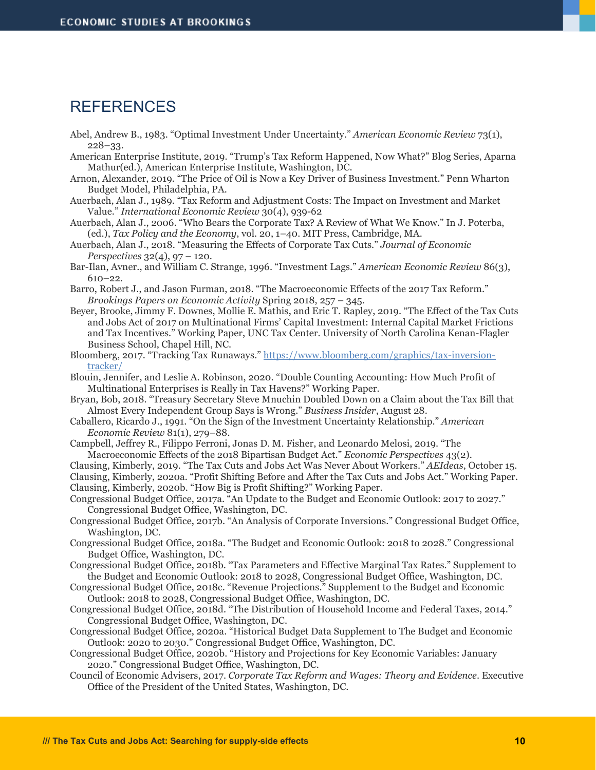# REFERENCES

Abel, Andrew B., 1983. "Optimal Investment Under Uncertainty." *American Economic Review* 73(1), 228–33.

American Enterprise Institute, 2019. "Trump's Tax Reform Happened, Now What?" Blog Series, Aparna Mathur(ed.), American Enterprise Institute, Washington, DC.

Arnon, Alexander, 2019. "The Price of Oil is Now a Key Driver of Business Investment." Penn Wharton Budget Model, Philadelphia, PA.

Auerbach, Alan J., 1989. "Tax Reform and Adjustment Costs: The Impact on Investment and Market Value." *International Economic Review* 30(4), 939-62

Auerbach, Alan J., 2006. "Who Bears the Corporate Tax? A Review of What We Know." In J. Poterba, (ed.), *Tax Policy and the Economy*, vol. 20, 1–40. MIT Press, Cambridge, MA.

Auerbach, Alan J., 2018. "Measuring the Effects of Corporate Tax Cuts." *Journal of Economic Perspectives* 32(4), 97 – 120.

Bar-Ilan, Avner., and William C. Strange, 1996. "Investment Lags." *American Economic Review* 86(3), 610–22.

Barro, Robert J., and Jason Furman, 2018. "The Macroeconomic Effects of the 2017 Tax Reform." *Brookings Papers on Economic Activity* Spring 2018, 257 – 345.

Beyer, Brooke, Jimmy F. Downes, Mollie E. Mathis, and Eric T. Rapley, 2019. "The Effect of the Tax Cuts and Jobs Act of 2017 on Multinational Firms' Capital Investment: Internal Capital Market Frictions and Tax Incentives." Working Paper, UNC Tax Center. University of North Carolina Kenan-Flagler Business School, Chapel Hill, NC.

Bloomberg, 2017. "Tracking Tax Runaways." https://www.bloomberg.com/graphics/tax-inversion-tracker/

Blouin, Jennifer, and Leslie A. Robinson, 2020. "Double Counting Accounting: How Much Profit of Multinational Enterprises is Really in Tax Havens?" Working Paper.

Bryan, Bob, 2018. "Treasury Secretary Steve Mnuchin Doubled Down on a Claim about the Tax Bill that Almost Every Independent Group Says is Wrong." *Business Insider*, August 28.

Caballero, Ricardo J., 1991. "On the Sign of the Investment Uncertainty Relationship." *American Economic Review* 81(1), 279–88.

Campbell, Jeffrey R., Filippo Ferroni, Jonas D. M. Fisher, and Leonardo Melosi, 2019. "The Macroeconomic Effects of the 2018 Bipartisan Budget Act." *Economic Perspectives* 43(2).

Clausing, Kimberly, 2019. "The Tax Cuts and Jobs Act Was Never About Workers." *AEIdeas*, October 15.

Clausing, Kimberly, 2020a. "Profit Shifting Before and After the Tax Cuts and Jobs Act." Working Paper.

Clausing, Kimberly, 2020b. "How Big is Profit Shifting?" Working Paper.

Congressional Budget Office, 2017a. "An Update to the Budget and Economic Outlook: 2017 to 2027." Congressional Budget Office, Washington, DC.

Congressional Budget Office, 2017b. "An Analysis of Corporate Inversions." Congressional Budget Office, Washington, DC.

Congressional Budget Office, 2018a. "The Budget and Economic Outlook: 2018 to 2028." Congressional Budget Office, Washington, DC.

Congressional Budget Office, 2018b. "Tax Parameters and Effective Marginal Tax Rates." Supplement to the Budget and Economic Outlook: 2018 to 2028, Congressional Budget Office, Washington, DC.

Congressional Budget Office, 2018c. "Revenue Projections." Supplement to the Budget and Economic Outlook: 2018 to 2028, Congressional Budget Office, Washington, DC.

Congressional Budget Office, 2018d. "The Distribution of Household Income and Federal Taxes, 2014." Congressional Budget Office, Washington, DC.

Congressional Budget Office, 2020a. "Historical Budget Data Supplement to The Budget and Economic Outlook: 2020 to 2030." Congressional Budget Office, Washington, DC.

Congressional Budget Office, 2020b. "History and Projections for Key Economic Variables: January 2020." Congressional Budget Office, Washington, DC.

Council of Economic Advisers, 2017. *Corporate Tax Reform and Wages: Theory and Evidence*. Executive Office of the President of the United States, Washington, DC.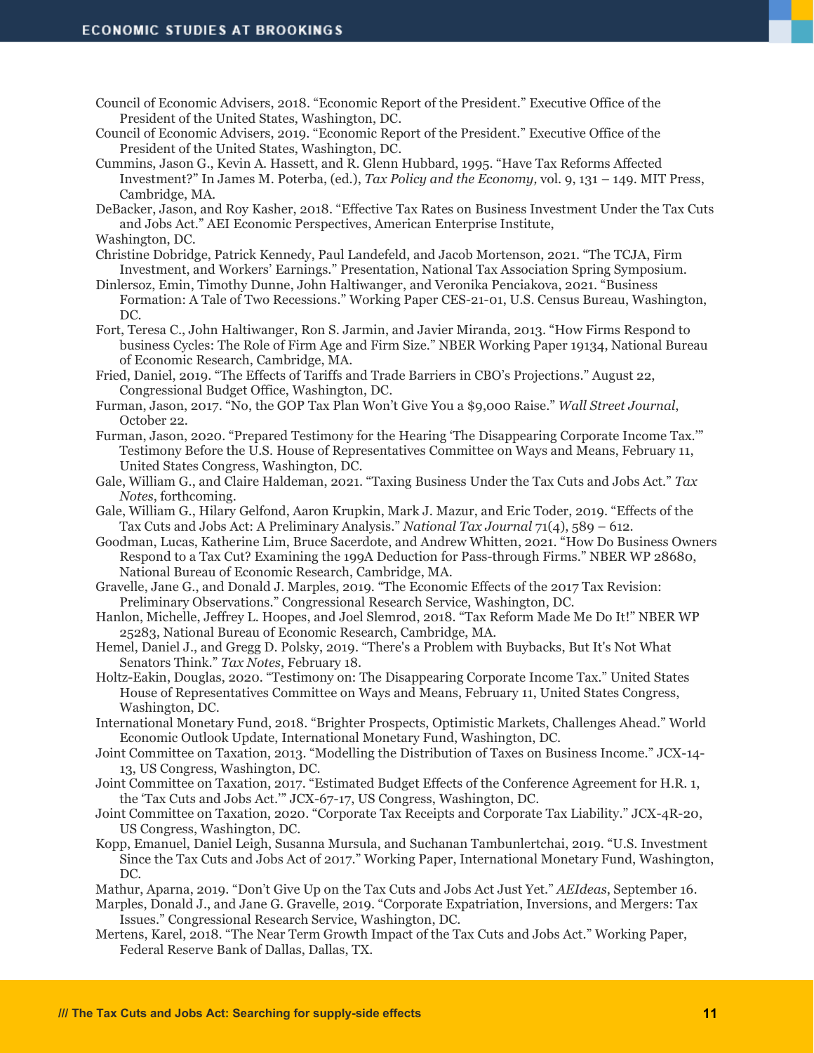Council of Economic Advisers, 2018. “Economic Report of the President.” Executive Office of the President of the United States, Washington, DC.

Council of Economic Advisers, 2019. “Economic Report of the President.” Executive Office of the President of the United States, Washington, DC.

Cummins, Jason G., Kevin A. Hassett, and R. Glenn Hubbard, 1995. “Have Tax Reforms Affected Investment?” In James M. Poterba, (ed.), *Tax Policy and the Economy,* vol. 9, 131 – 149. MIT Press, Cambridge, MA.

DeBacker, Jason, and Roy Kasher, 2018. “Effective Tax Rates on Business Investment Under the Tax Cuts and Jobs Act.” AEI Economic Perspectives, American Enterprise Institute, Washington, DC.

Christine Dobridge, Patrick Kennedy, Paul Landefeld, and Jacob Mortenson, 2021. “The TCJA, Firm Investment, and Workers' Earnings.” Presentation, National Tax Association Spring Symposium.

Dinlersoz, Emin, Timothy Dunne, John Haltiwanger, and Veronika Penciakova, 2021. “Business Formation: A Tale of Two Recessions.” Working Paper CES-21-01, U.S. Census Bureau, Washington, DC.

Fort, Teresa C., John Haltiwanger, Ron S. Jarmin, and Javier Miranda, 2013. “How Firms Respond to business Cycles: The Role of Firm Age and Firm Size.” NBER Working Paper 19134, National Bureau of Economic Research, Cambridge, MA.

Fried, Daniel, 2019. “The Effects of Tariffs and Trade Barriers in CBO's Projections.” August 22, Congressional Budget Office, Washington, DC.

Furman, Jason, 2017. “No, the GOP Tax Plan Won't Give You a $9,000 Raise.” *Wall Street Journal*, October 22.

Furman, Jason, 2020. “Prepared Testimony for the Hearing ‘The Disappearing Corporate Income Tax.'” Testimony Before the U.S. House of Representatives Committee on Ways and Means, February 11, United States Congress, Washington, DC.

Gale, William G., and Claire Haldeman, 2021. “Taxing Business Under the Tax Cuts and Jobs Act.” *Tax Notes*, forthcoming.

Gale, William G., Hilary Gelfond, Aaron Krupkin, Mark J. Mazur, and Eric Toder, 2019. “Effects of the Tax Cuts and Jobs Act: A Preliminary Analysis.” *National Tax Journal* 71(4), 589 – 612.

Goodman, Lucas, Katherine Lim, Bruce Sacerdote, and Andrew Whitten, 2021. “How Do Business Owners Respond to a Tax Cut? Examining the 199A Deduction for Pass-through Firms.” NBER WP 28680, National Bureau of Economic Research, Cambridge, MA.

Gravelle, Jane G., and Donald J. Marples, 2019. “The Economic Effects of the 2017 Tax Revision: Preliminary Observations.” Congressional Research Service, Washington, DC.

Hanlon, Michelle, Jeffrey L. Hoopes, and Joel Slemrod, 2018. “Tax Reform Made Me Do It!” NBER WP 25283, National Bureau of Economic Research, Cambridge, MA.

Hemel, Daniel J., and Gregg D. Polsky, 2019. “There's a Problem with Buybacks, But It's Not What Senators Think.” *Tax Notes*, February 18.

Holtz-Eakin, Douglas, 2020. “Testimony on: The Disappearing Corporate Income Tax.” United States House of Representatives Committee on Ways and Means, February 11, United States Congress, Washington, DC.

International Monetary Fund, 2018. “Brighter Prospects, Optimistic Markets, Challenges Ahead.” World Economic Outlook Update, International Monetary Fund, Washington, DC.

Joint Committee on Taxation, 2013. “Modelling the Distribution of Taxes on Business Income.” JCX-14-13, US Congress, Washington, DC.

Joint Committee on Taxation, 2017. “Estimated Budget Effects of the Conference Agreement for H.R. 1, the ‘Tax Cuts and Jobs Act.'” JCX-67-17, US Congress, Washington, DC.

Joint Committee on Taxation, 2020. “Corporate Tax Receipts and Corporate Tax Liability.” JCX-4R-20, US Congress, Washington, DC.

Kopp, Emanuel, Daniel Leigh, Susanna Mursula, and Suchanan Tambunlertchai, 2019. “U.S. Investment Since the Tax Cuts and Jobs Act of 2017.” Working Paper, International Monetary Fund, Washington, DC.

Mathur, Aparna, 2019. “Don't Give Up on the Tax Cuts and Jobs Act Just Yet.” *AEIdeas*, September 16.

Marples, Donald J., and Jane G. Gravelle, 2019. “Corporate Expatriation, Inversions, and Mergers: Tax Issues.” Congressional Research Service, Washington, DC.

Mertens, Karel, 2018. “The Near Term Growth Impact of the Tax Cuts and Jobs Act.” Working Paper, Federal Reserve Bank of Dallas, Dallas, TX.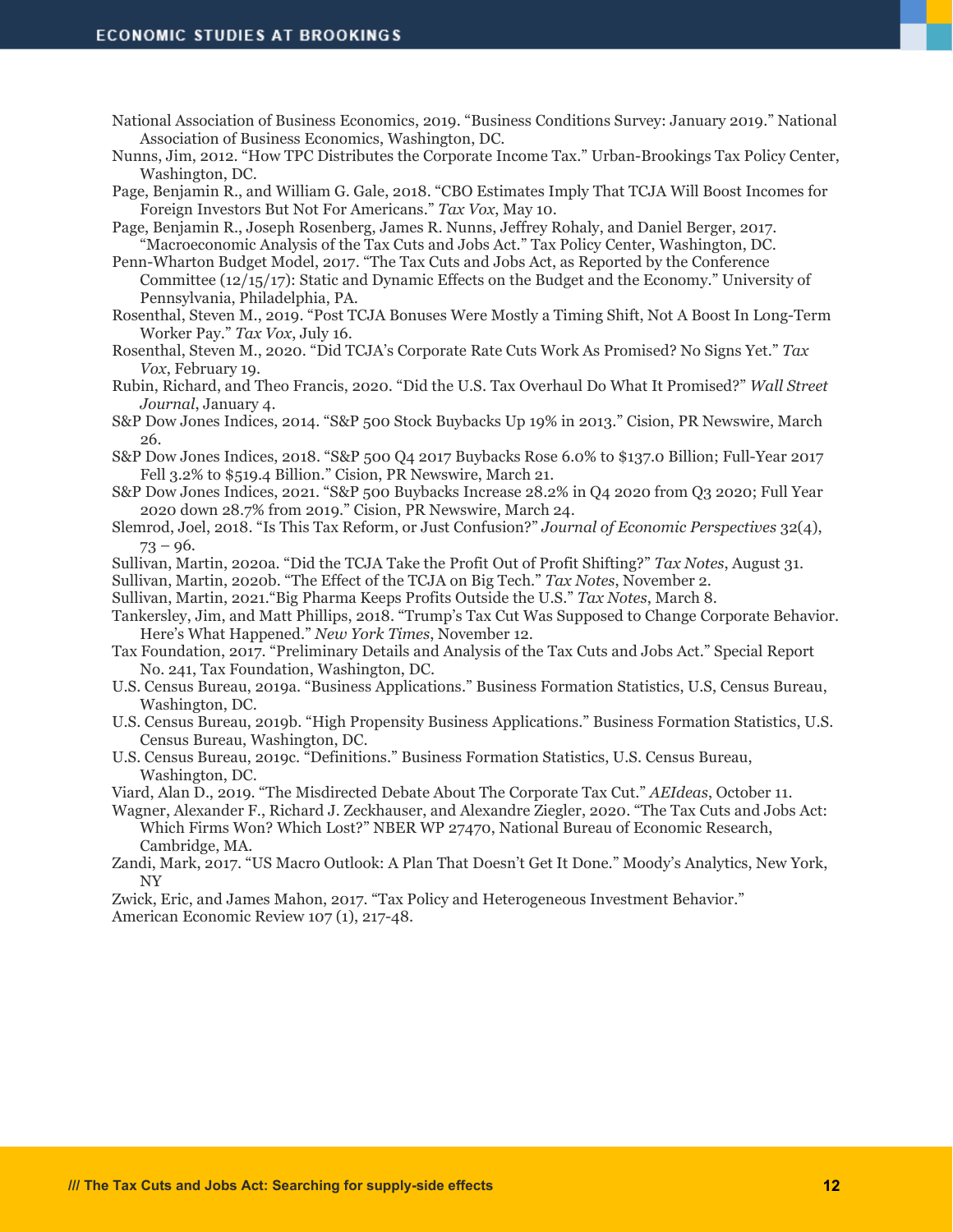National Association of Business Economics, 2019. “Business Conditions Survey: January 2019.” National Association of Business Economics, Washington, DC.

Nunns, Jim, 2012. “How TPC Distributes the Corporate Income Tax.” Urban-Brookings Tax Policy Center, Washington, DC.

Page, Benjamin R., and William G. Gale, 2018. “CBO Estimates Imply That TCJA Will Boost Incomes for Foreign Investors But Not For Americans.” *Tax Vox*, May 10.

Page, Benjamin R., Joseph Rosenberg, James R. Nunns, Jeffrey Rohaly, and Daniel Berger, 2017. “Macroeconomic Analysis of the Tax Cuts and Jobs Act.” Tax Policy Center, Washington, DC.

Penn-Wharton Budget Model, 2017. “The Tax Cuts and Jobs Act, as Reported by the Conference Committee (12/15/17): Static and Dynamic Effects on the Budget and the Economy.” University of Pennsylvania, Philadelphia, PA.

Rosenthal, Steven M., 2019. “Post TCJA Bonuses Were Mostly a Timing Shift, Not A Boost In Long-Term Worker Pay.” *Tax Vox*, July 16.

Rosenthal, Steven M., 2020. “Did TCJA’s Corporate Rate Cuts Work As Promised? No Signs Yet.” *Tax Vox*, February 19.

Rubin, Richard, and Theo Francis, 2020. “Did the U.S. Tax Overhaul Do What It Promised?” *Wall Street Journal*, January 4.

S&P Dow Jones Indices, 2014. “S&P 500 Stock Buybacks Up 19% in 2013.” Cision, PR Newswire, March 26.

S&P Dow Jones Indices, 2018. “S&P 500 Q4 2017 Buybacks Rose 6.0% to $137.0 Billion; Full-Year 2017 Fell 3.2% to $519.4 Billion.” Cision, PR Newswire, March 21.

S&P Dow Jones Indices, 2021. “S&P 500 Buybacks Increase 28.2% in Q4 2020 from Q3 2020; Full Year 2020 down 28.7% from 2019.” Cision, PR Newswire, March 24.

Slemrod, Joel, 2018. “Is This Tax Reform, or Just Confusion?” *Journal of Economic Perspectives* 32(4), 73 – 96.

Sullivan, Martin, 2020a. “Did the TCJA Take the Profit Out of Profit Shifting?” *Tax Notes*, August 31.

Sullivan, Martin, 2020b. “The Effect of the TCJA on Big Tech.” *Tax Notes*, November 2.

Sullivan, Martin, 2021.“Big Pharma Keeps Profits Outside the U.S.” *Tax Notes*, March 8.

Tankersley, Jim, and Matt Phillips, 2018. “Trump’s Tax Cut Was Supposed to Change Corporate Behavior. Here’s What Happened.” *New York Times*, November 12.

Tax Foundation, 2017. “Preliminary Details and Analysis of the Tax Cuts and Jobs Act.” Special Report No. 241, Tax Foundation, Washington, DC.

U.S. Census Bureau, 2019a. “Business Applications.” Business Formation Statistics, U.S, Census Bureau, Washington, DC.

U.S. Census Bureau, 2019b. “High Propensity Business Applications.” Business Formation Statistics, U.S. Census Bureau, Washington, DC.

U.S. Census Bureau, 2019c. “Definitions.” Business Formation Statistics, U.S. Census Bureau, Washington, DC.

Viard, Alan D., 2019. “The Misdirected Debate About The Corporate Tax Cut.” *AEIdeas*, October 11.

Wagner, Alexander F., Richard J. Zeckhauser, and Alexandre Ziegler, 2020. “The Tax Cuts and Jobs Act: Which Firms Won? Which Lost?” NBER WP 27470, National Bureau of Economic Research, Cambridge, MA.

Zandi, Mark, 2017. “US Macro Outlook: A Plan That Doesn’t Get It Done.” Moody’s Analytics, New York, NY

Zwick, Eric, and James Mahon, 2017. “Tax Policy and Heterogeneous Investment Behavior.” American Economic Review 107 (1), 217-48.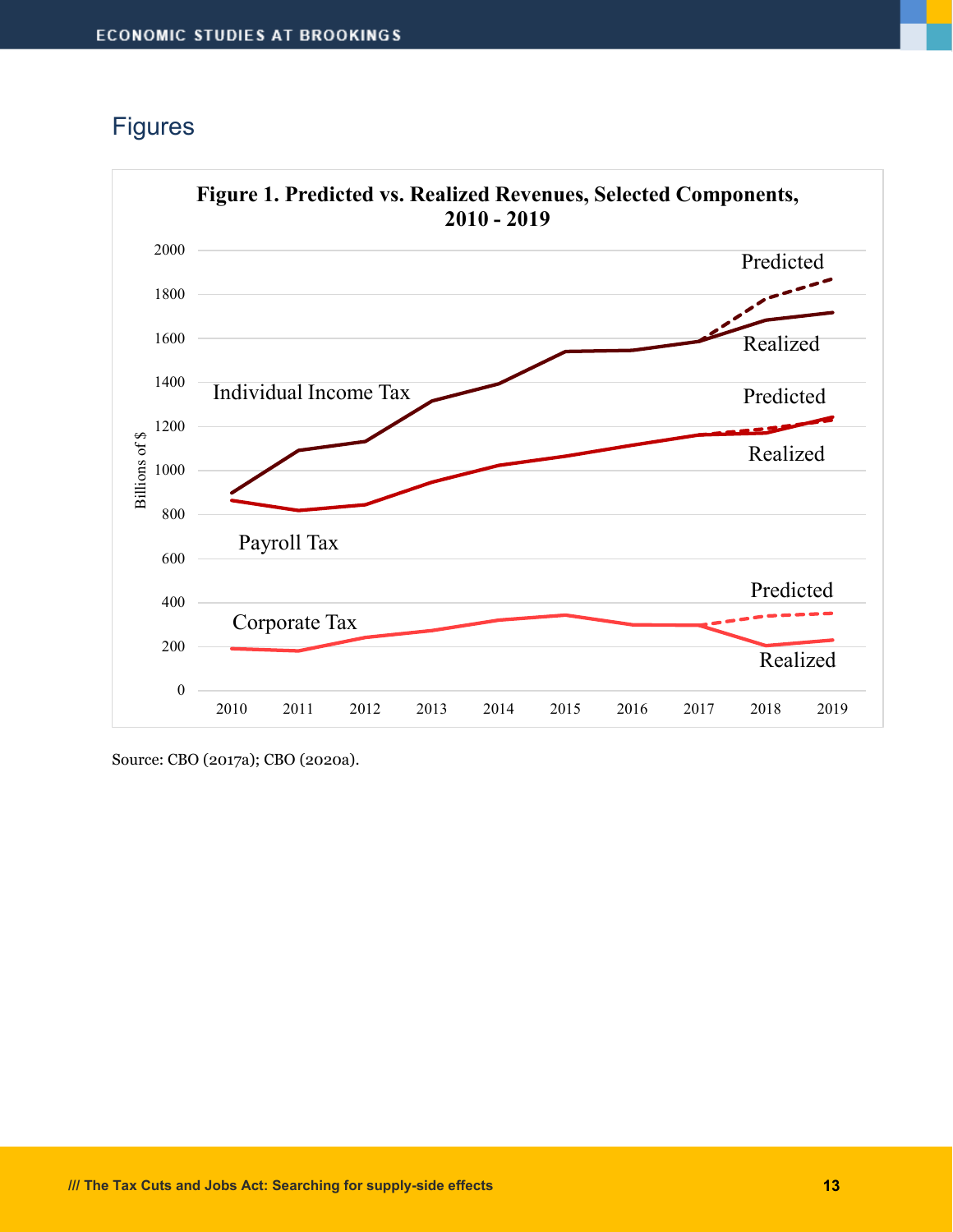## Figures

**Figure 1. Predicted vs. Realized Revenues, Selected Components, 2010 - 2019**

Source: CBO (2017a); CBO (2020a).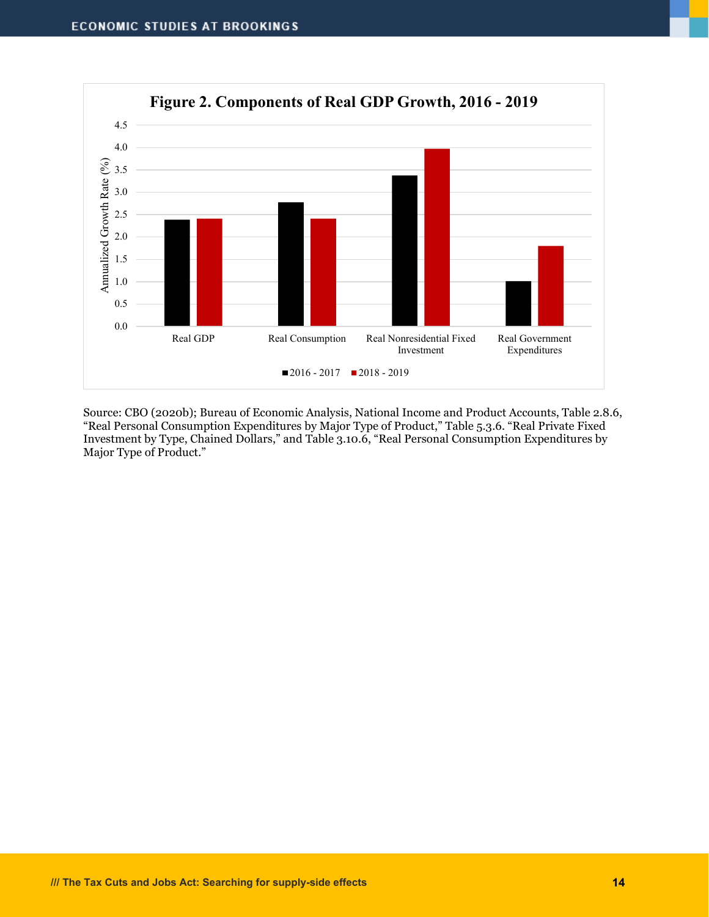**Figure 2. Components of Real GDP Growth, 2016 - 2019**

Source: CBO (2020b); Bureau of Economic Analysis, National Income and Product Accounts, Table 2.8.6, "Real Personal Consumption Expenditures by Major Type of Product," Table 5.3.6. "Real Private Fixed Investment by Type, Chained Dollars," and Table 3.10.6, "Real Personal Consumption Expenditures by Major Type of Product."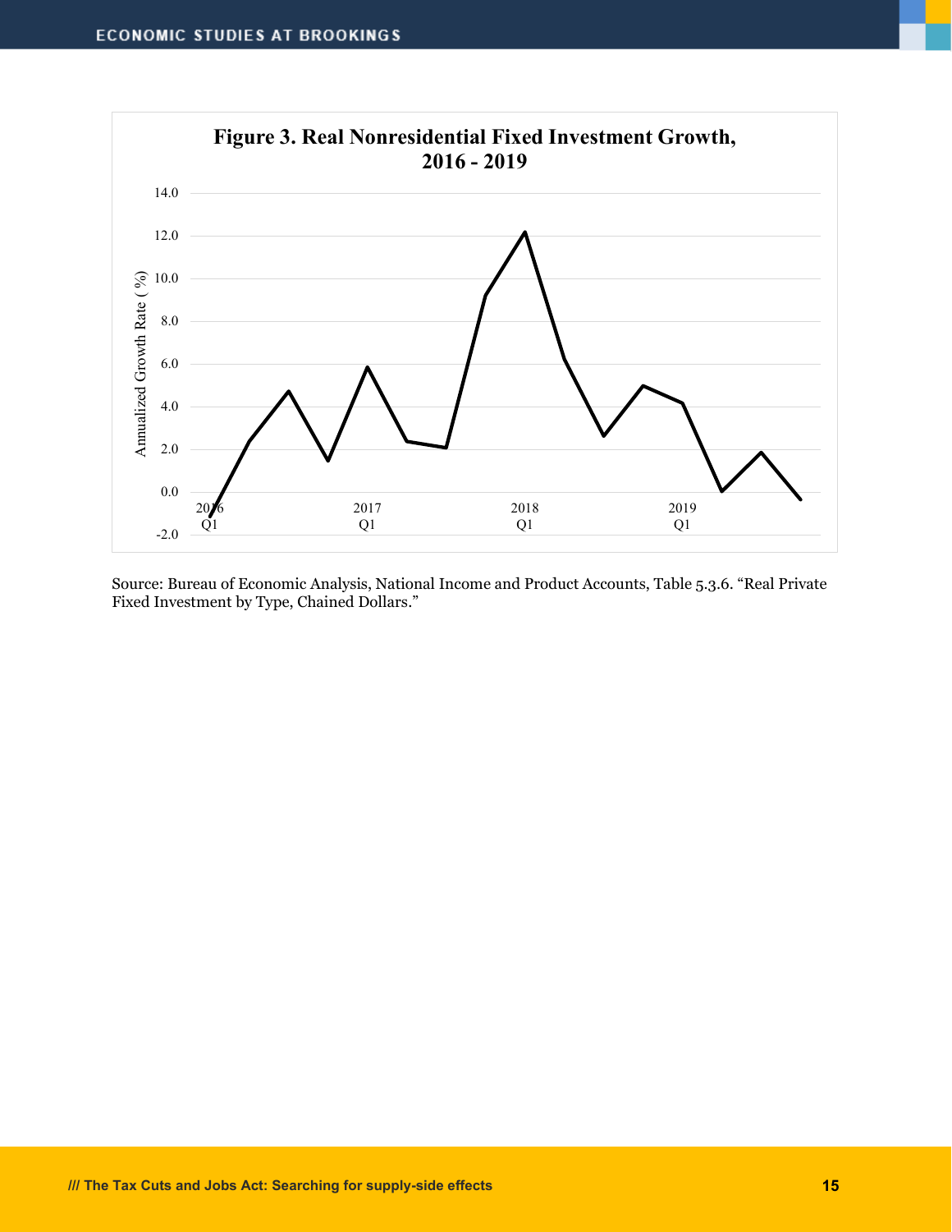**Figure 3. Real Nonresidential Fixed Investment Growth, 2016 - 2019**

Source: Bureau of Economic Analysis, National Income and Product Accounts, Table 5.3.6. "Real Private Fixed Investment by Type, Chained Dollars."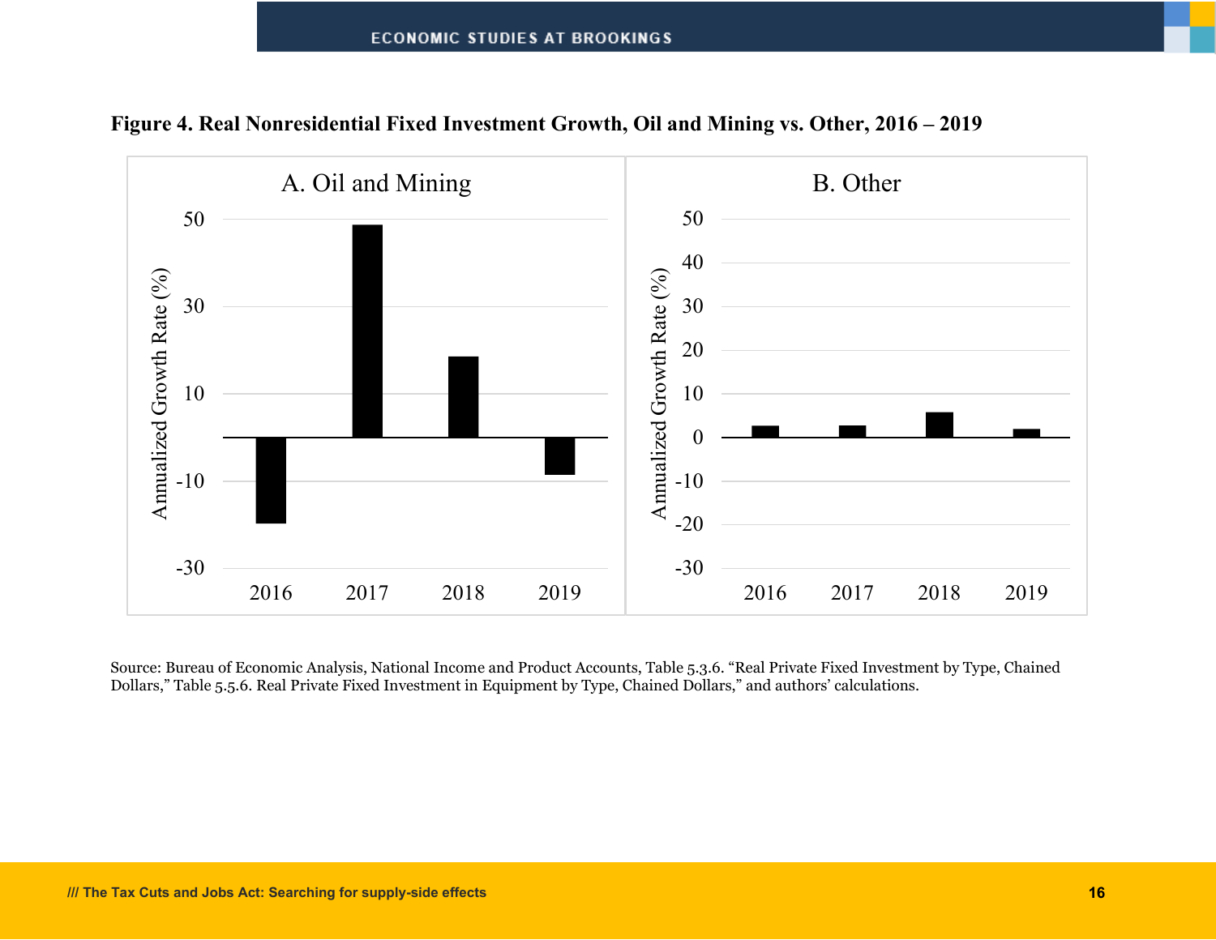**Figure 4. Real Nonresidential Fixed Investment Growth, Oil and Mining vs. Other, 2016 – 2019**

Source: Bureau of Economic Analysis, National Income and Product Accounts, Table 5.3.6. "Real Private Fixed Investment by Type, Chained Dollars," Table 5.5.6. Real Private Fixed Investment in Equipment by Type, Chained Dollars," and authors' calculations.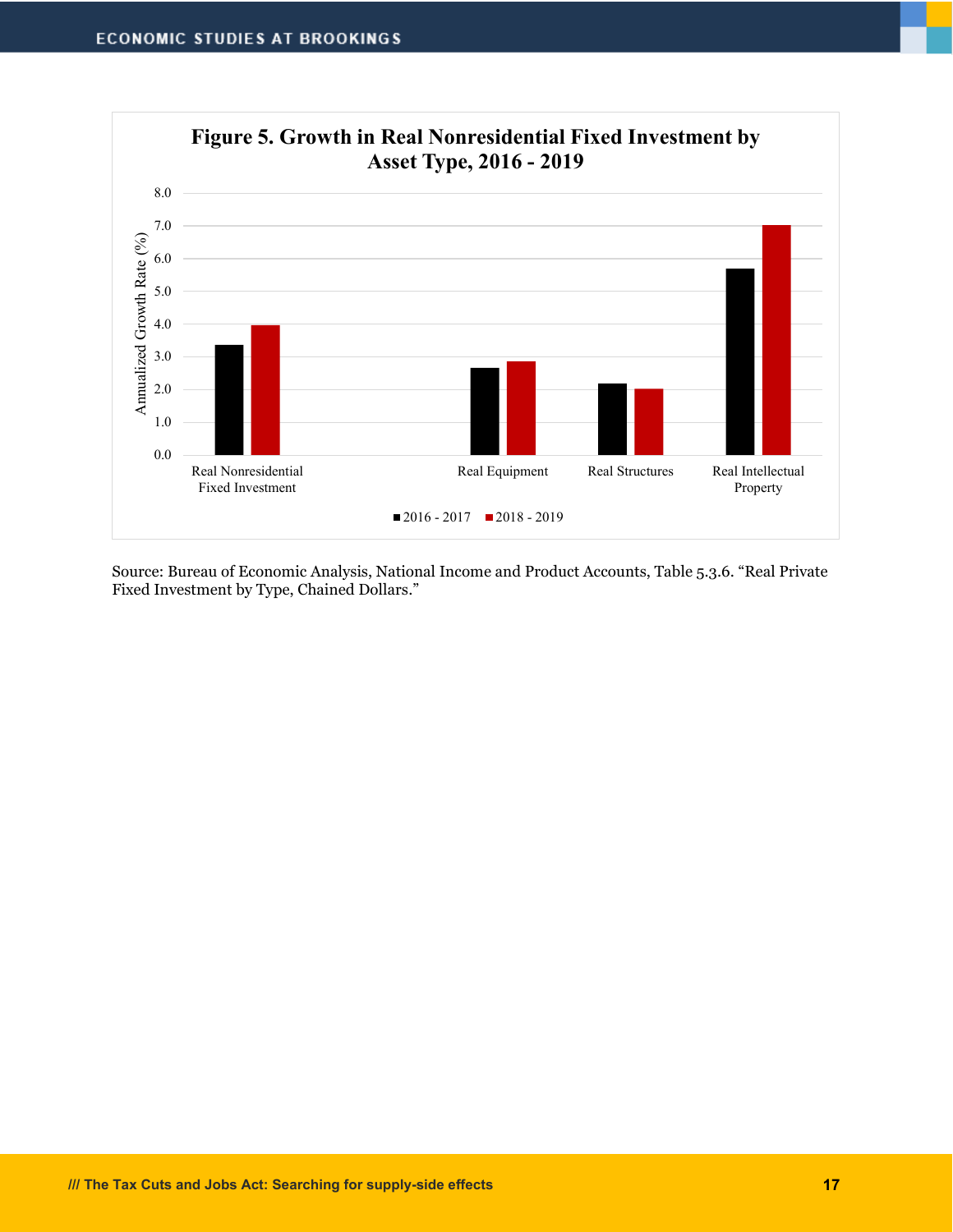**Figure 5. Growth in Real Nonresidential Fixed Investment by Asset Type, 2016 - 2019**

Source: Bureau of Economic Analysis, National Income and Product Accounts, Table 5.3.6. "Real Private Fixed Investment by Type, Chained Dollars."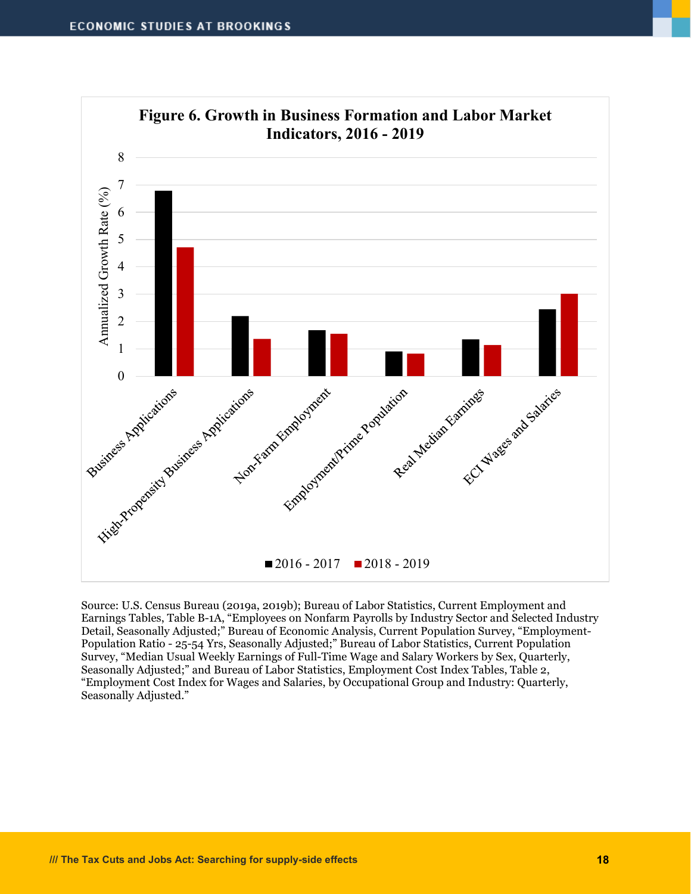**Figure 6. Growth in Business Formation and Labor Market Indicators, 2016 - 2019**

Source: U.S. Census Bureau (2019a, 2019b); Bureau of Labor Statistics, Current Employment and Earnings Tables, Table B-1A, "Employees on Nonfarm Payrolls by Industry Sector and Selected Industry Detail, Seasonally Adjusted;" Bureau of Economic Analysis, Current Population Survey, "Employment-Population Ratio - 25-54 Yrs, Seasonally Adjusted;" Bureau of Labor Statistics, Current Population Survey, "Median Usual Weekly Earnings of Full-Time Wage and Salary Workers by Sex, Quarterly, Seasonally Adjusted;" and Bureau of Labor Statistics, Employment Cost Index Tables, Table 2, "Employment Cost Index for Wages and Salaries, by Occupational Group and Industry: Quarterly, Seasonally Adjusted."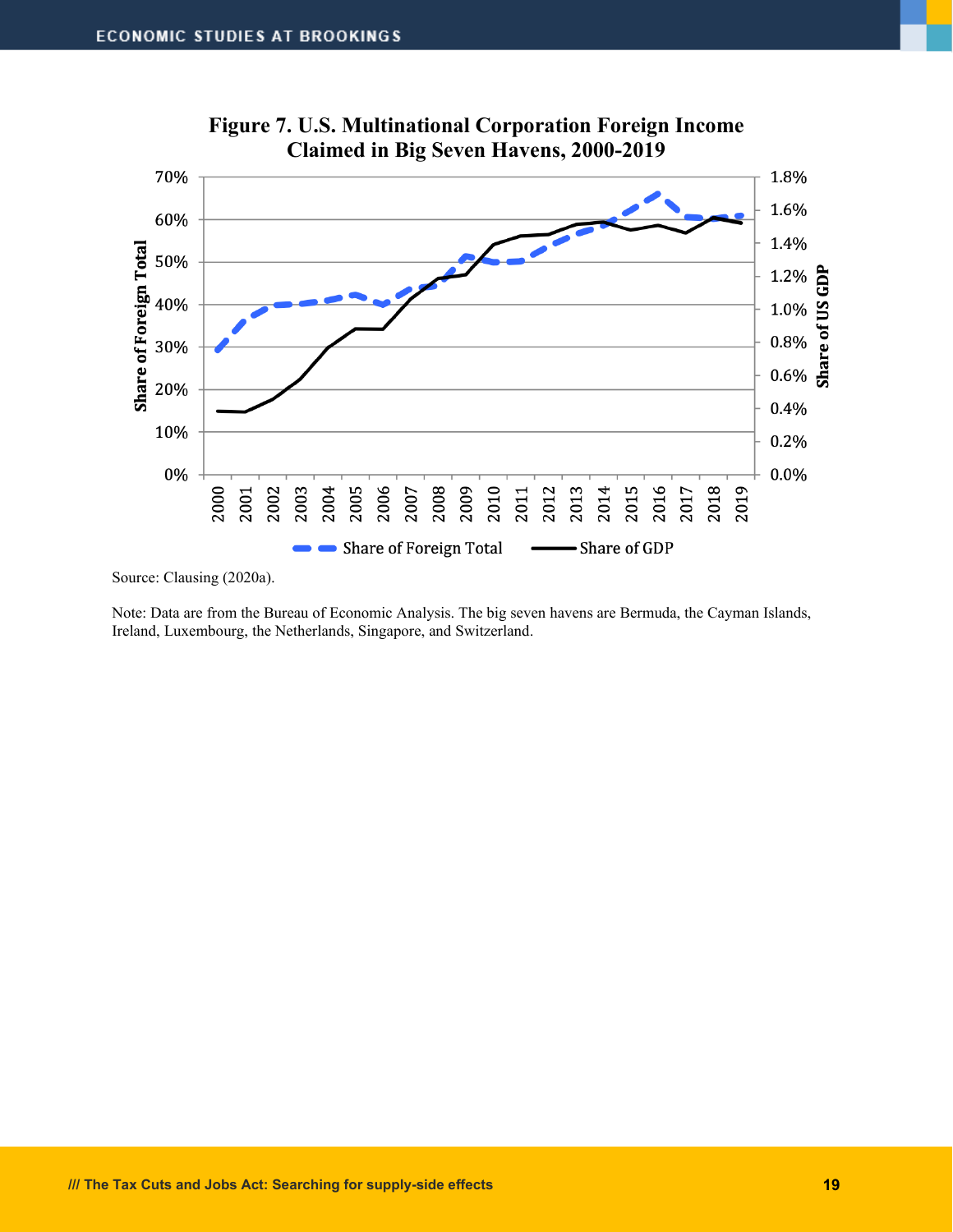**Figure 7. U.S. Multinational Corporation Foreign Income Claimed in Big Seven Havens, 2000-2019**

Source: Clausing (2020a).

Note: Data are from the Bureau of Economic Analysis. The big seven havens are Bermuda, the Cayman Islands, Ireland, Luxembourg, the Netherlands, Singapore, and Switzerland.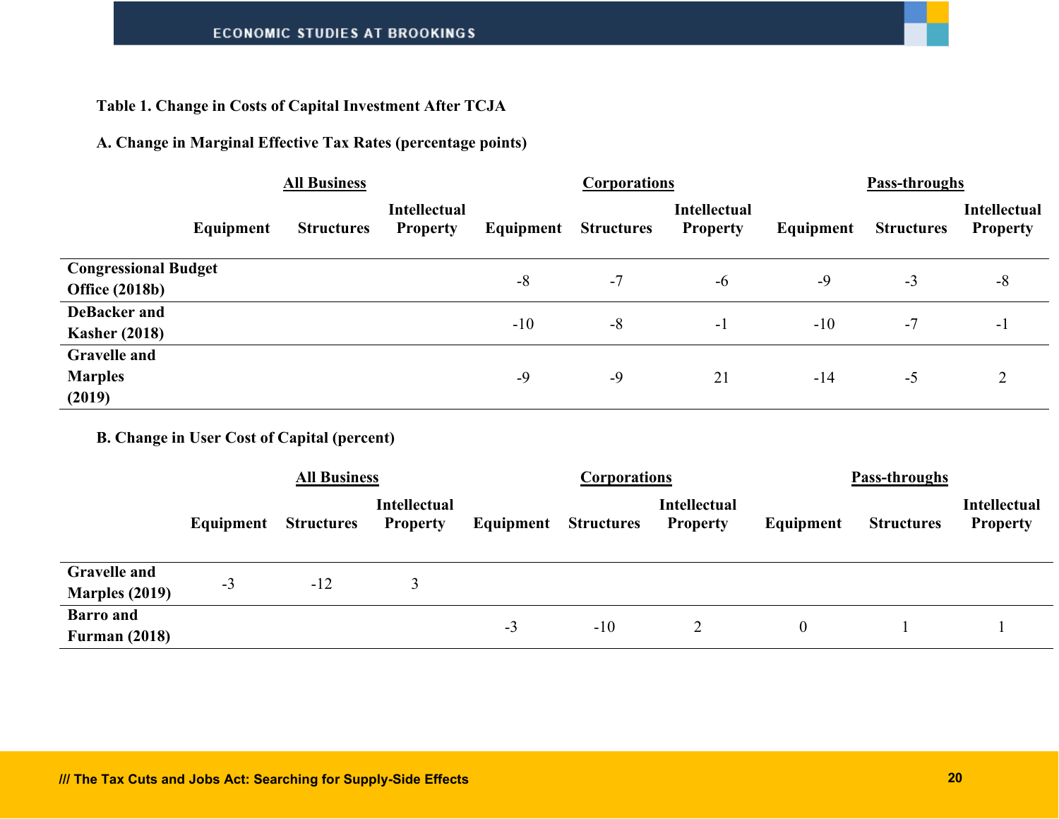**Table 1. Change in Costs of Capital Investment After TCJA**

**A. Change in Marginal Effective Tax Rates (percentage points)**

| | All Business | | | Corporations | | | Pass-throughs | | |
|---|---|---|---|---|---|---|---|---|---|
| | Equipment | Structures | Intellectual Property | Equipment | Structures | Intellectual Property | Equipment | Structures | Intellectual Property |
| Congressional Budget Office (2018b) | | | | -8 | -7 | -6 | -9 | -3 | -8 |
| DeBacker and Kasher (2018) | | | | -10 | -8 | -1 | -10 | -7 | -1 |
| Gravelle and Marples (2019) | | | | -9 | -9 | 21 | -14 | -5 | 2 |

**B. Change in User Cost of Capital (percent)**

| | All Business | | | Corporations | | | Pass-throughs | | |
|---|---|---|---|---|---|---|---|---|---|
| | Equipment | Structures | Intellectual Property | Equipment | Structures | Intellectual Property | Equipment | Structures | Intellectual Property |
| Gravelle and Marples (2019) | -3 | -12 | 3 | | | | | | |
| Barro and Furman (2018) | | | | -3 | -10 | 2 | 0 | 1 | 1 |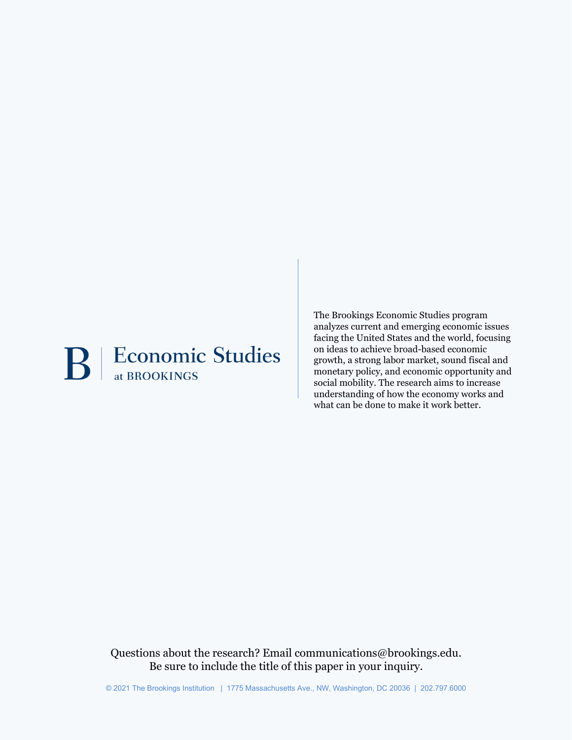Economic Studies
at BROOKINGS

The Brookings Economic Studies program analyzes current and emerging economic issues facing the United States and the world, focusing on ideas to achieve broad-based economic growth, a strong labor market, sound fiscal and monetary policy, and economic opportunity and social mobility. The research aims to increase understanding of how the economy works and what can be done to make it work better.

Questions about the research? Email communications@brookings.edu.
Be sure to include the title of this paper in your inquiry.

© 2021 The Brookings Institution | 1775 Massachusetts Ave., NW, Washington, DC 20036 | 202.797.6000